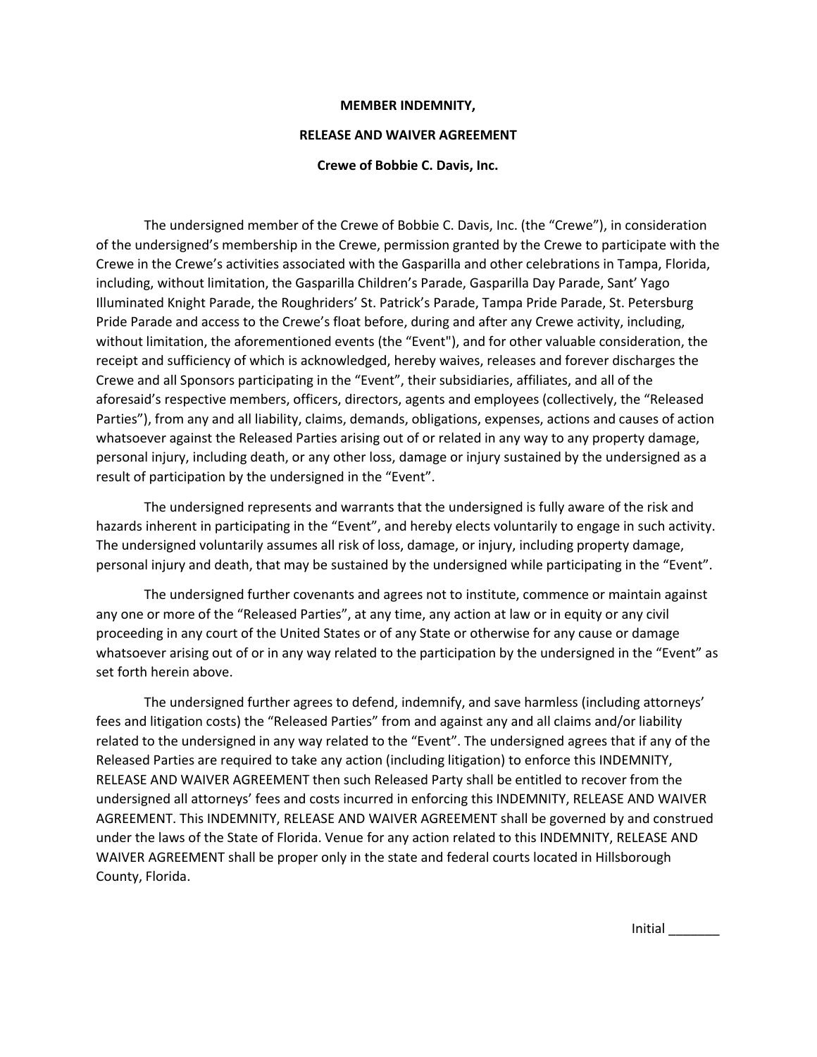**MEMBER INDEMNITY,**

**RELEASE AND WAIVER AGREEMENT**

**Crewe of Bobbie C. Davis, Inc.**

The undersigned member of the Crewe of Bobbie C. Davis, Inc. (the "Crewe"), in consideration of the undersigned's membership in the Crewe, permission granted by the Crewe to participate with the Crewe in the Crewe's activities associated with the Gasparilla and other celebrations in Tampa, Florida, including, without limitation, the Gasparilla Children's Parade, Gasparilla Day Parade, Sant' Yago Illuminated Knight Parade, the Roughriders' St. Patrick's Parade, Tampa Pride Parade, St. Petersburg Pride Parade and access to the Crewe's float before, during and after any Crewe activity, including, without limitation, the aforementioned events (the "Event"), and for other valuable consideration, the receipt and sufficiency of which is acknowledged, hereby waives, releases and forever discharges the Crewe and all Sponsors participating in the "Event", their subsidiaries, affiliates, and all of the aforesaid's respective members, officers, directors, agents and employees (collectively, the "Released Parties"), from any and all liability, claims, demands, obligations, expenses, actions and causes of action whatsoever against the Released Parties arising out of or related in any way to any property damage, personal injury, including death, or any other loss, damage or injury sustained by the undersigned as a result of participation by the undersigned in the "Event".

The undersigned represents and warrants that the undersigned is fully aware of the risk and hazards inherent in participating in the "Event", and hereby elects voluntarily to engage in such activity. The undersigned voluntarily assumes all risk of loss, damage, or injury, including property damage, personal injury and death, that may be sustained by the undersigned while participating in the "Event".

The undersigned further covenants and agrees not to institute, commence or maintain against any one or more of the "Released Parties", at any time, any action at law or in equity or any civil proceeding in any court of the United States or of any State or otherwise for any cause or damage whatsoever arising out of or in any way related to the participation by the undersigned in the "Event" as set forth herein above.

The undersigned further agrees to defend, indemnify, and save harmless (including attorneys' fees and litigation costs) the "Released Parties" from and against any and all claims and/or liability related to the undersigned in any way related to the "Event". The undersigned agrees that if any of the Released Parties are required to take any action (including litigation) to enforce this INDEMNITY, RELEASE AND WAIVER AGREEMENT then such Released Party shall be entitled to recover from the undersigned all attorneys' fees and costs incurred in enforcing this INDEMNITY, RELEASE AND WAIVER AGREEMENT. This INDEMNITY, RELEASE AND WAIVER AGREEMENT shall be governed by and construed under the laws of the State of Florida. Venue for any action related to this INDEMNITY, RELEASE AND WAIVER AGREEMENT shall be proper only in the state and federal courts located in Hillsborough County, Florida.

Initial _______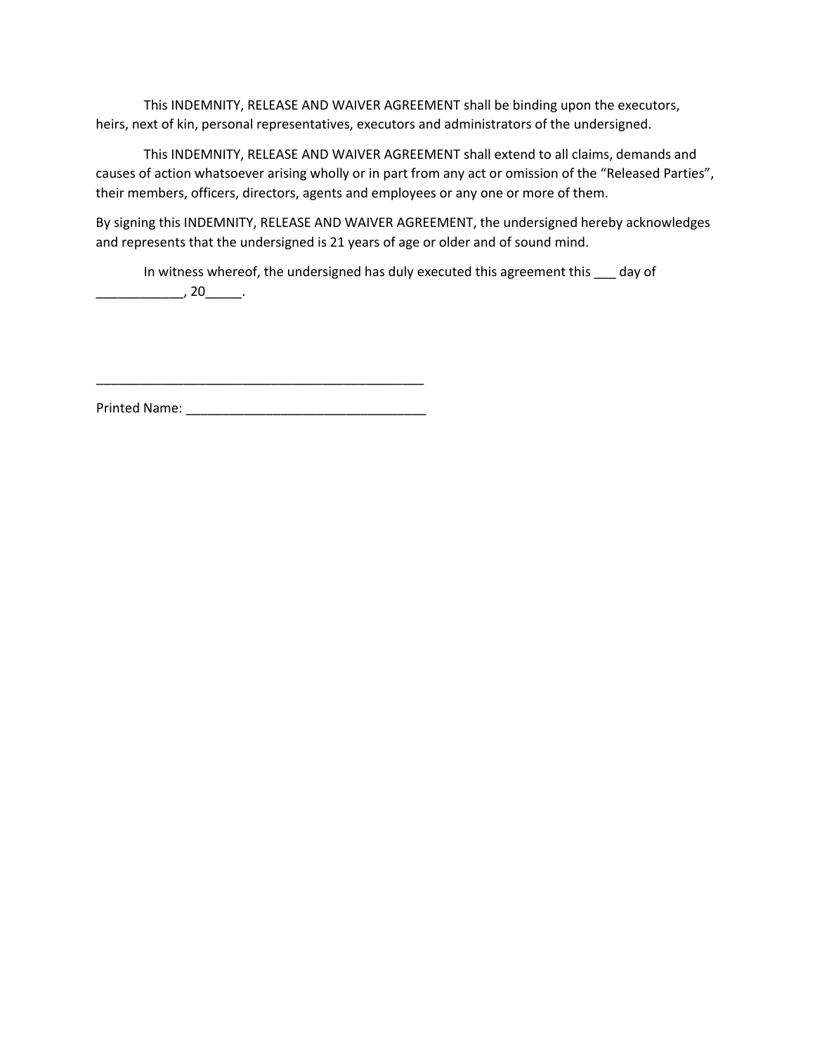This INDEMNITY, RELEASE AND WAIVER AGREEMENT shall be binding upon the executors, heirs, next of kin, personal representatives, executors and administrators of the undersigned.

This INDEMNITY, RELEASE AND WAIVER AGREEMENT shall extend to all claims, demands and causes of action whatsoever arising wholly or in part from any act or omission of the "Released Parties", their members, officers, directors, agents and employees or any one or more of them.

By signing this INDEMNITY, RELEASE AND WAIVER AGREEMENT, the undersigned hereby acknowledges and represents that the undersigned is 21 years of age or older and of sound mind.

In witness whereof, the undersigned has duly executed this agreement this ___ day of ____________, 20_____.

_______________________________________________

Printed Name: __________________________________